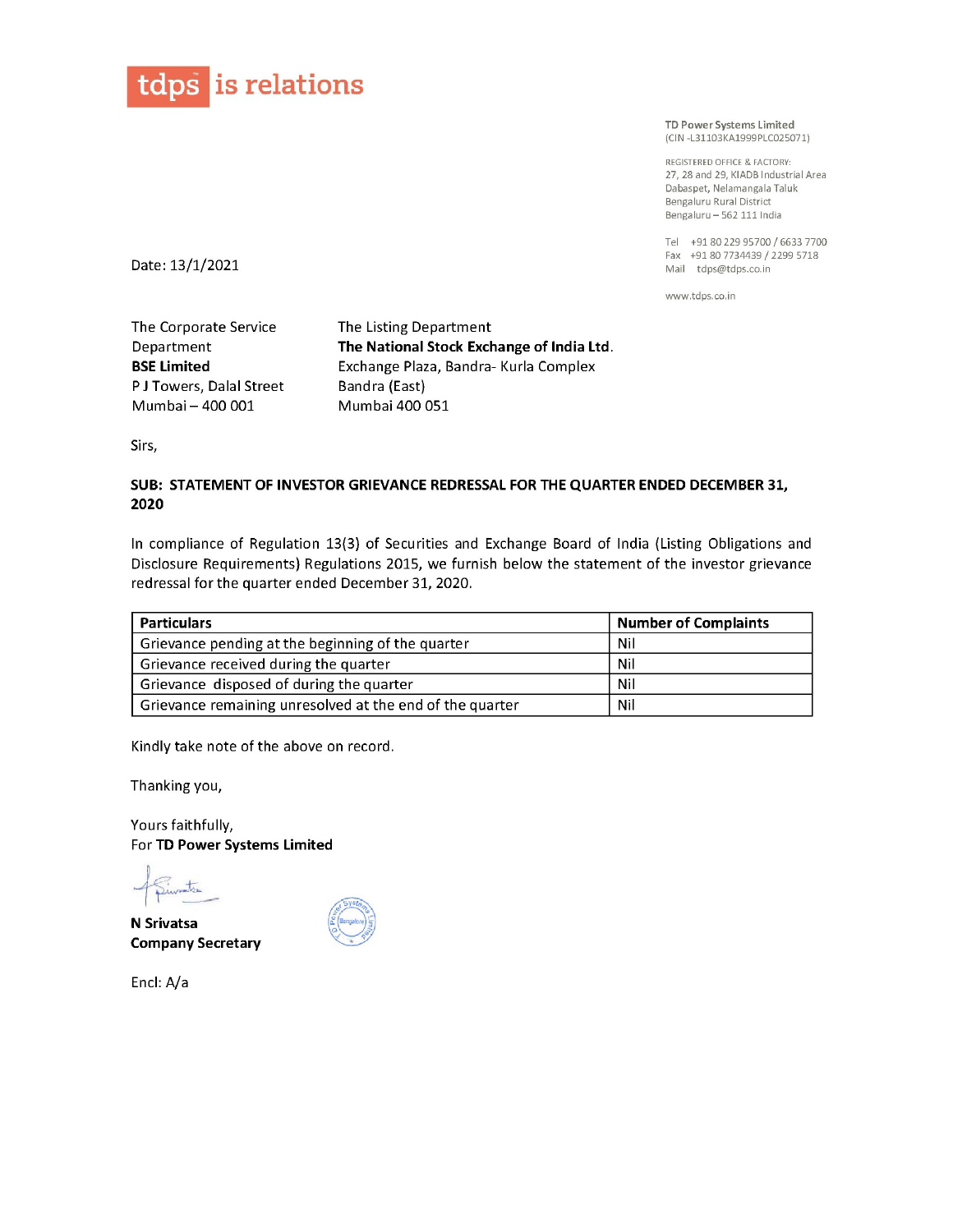tdps is relations

**TD Power Systems Limited**
(CIN -L31103KA1999PLC025071)

REGISTERED OFFICE & FACTORY:
27, 28 and 29, KIADB Industrial Area
Dabaspet, Nelamangala Taluk
Bengaluru Rural District
Bengaluru – 562 111 India

Tel +91 80 229 95700 / 6633 7700
Fax +91 80 7734439 / 2299 5718
Mail tdps@tdps.co.in

www.tdps.co.in

Date: 13/1/2021

The Corporate Service Department
**BSE Limited**
P J Towers, Dalal Street
Mumbai – 400 001

The Listing Department
**The National Stock Exchange of India Ltd.**
Exchange Plaza, Bandra- Kurla Complex
Bandra (East)
Mumbai 400 051

Sirs,

**SUB: STATEMENT OF INVESTOR GRIEVANCE REDRESSAL FOR THE QUARTER ENDED DECEMBER 31, 2020**

In compliance of Regulation 13(3) of Securities and Exchange Board of India (Listing Obligations and Disclosure Requirements) Regulations 2015, we furnish below the statement of the investor grievance redressal for the quarter ended December 31, 2020.

| **Particulars** | **Number of Complaints** |
|---|---|
| Grievance pending at the beginning of the quarter | Nil |
| Grievance received during the quarter | Nil |
| Grievance disposed of during the quarter | Nil |
| Grievance remaining unresolved at the end of the quarter | Nil |

Kindly take note of the above on record.

Thanking you,

Yours faithfully,
For **TD Power Systems Limited**

**N Srivatsa**
**Company Secretary**

Encl: A/a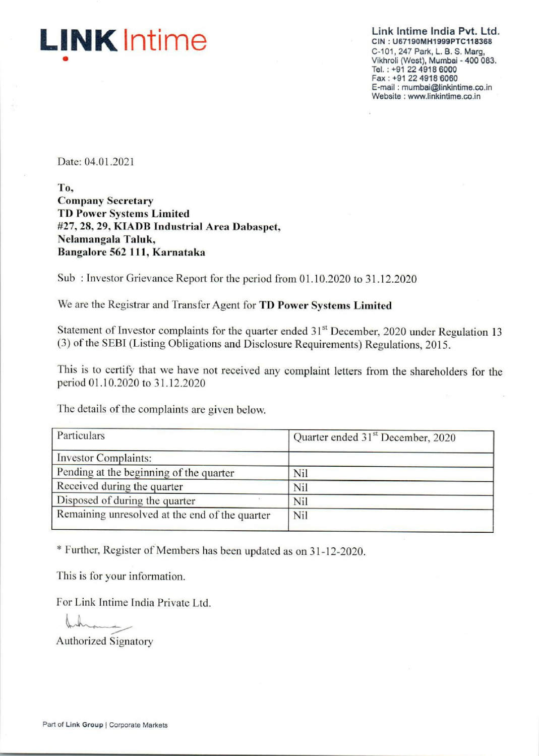**LINK** Intime

**Link Intime India Pvt. Ltd.**
CIN : U67190MH1999PTC118368
C-101, 247 Park, L. B. S. Marg,
Vikhroli (West), Mumbai - 400 083.
Tel. : +91 22 4918 6000
Fax : +91 22 4918 6060
E-mail : mumbai@linkintime.co.in
Website : www.linkintime.co.in

Date: 04.01.2021

**To,**
**Company Secretary**
**TD Power Systems Limited**
**#27, 28, 29, KIADB Industrial Area Dabaspet,**
**Nelamangala Taluk,**
**Bangalore 562 111, Karnataka**

Sub : Investor Grievance Report for the period from 01.10.2020 to 31.12.2020

We are the Registrar and Transfer Agent for **TD Power Systems Limited**

Statement of Investor complaints for the quarter ended 31st December, 2020 under Regulation 13 (3) of the SEBI (Listing Obligations and Disclosure Requirements) Regulations, 2015.

This is to certify that we have not received any complaint letters from the shareholders for the period 01.10.2020 to 31.12.2020

The details of the complaints are given below.

| Particulars | Quarter ended 31st December, 2020 |
|---|---|
| Investor Complaints: | |
| Pending at the beginning of the quarter | Nil |
| Received during the quarter | Nil |
| Disposed of during the quarter | Nil |
| Remaining unresolved at the end of the quarter | Nil |

* Further, Register of Members has been updated as on 31-12-2020.

This is for your information.

For Link Intime India Private Ltd.

Authorized Signatory

Part of **Link Group** | Corporate Markets